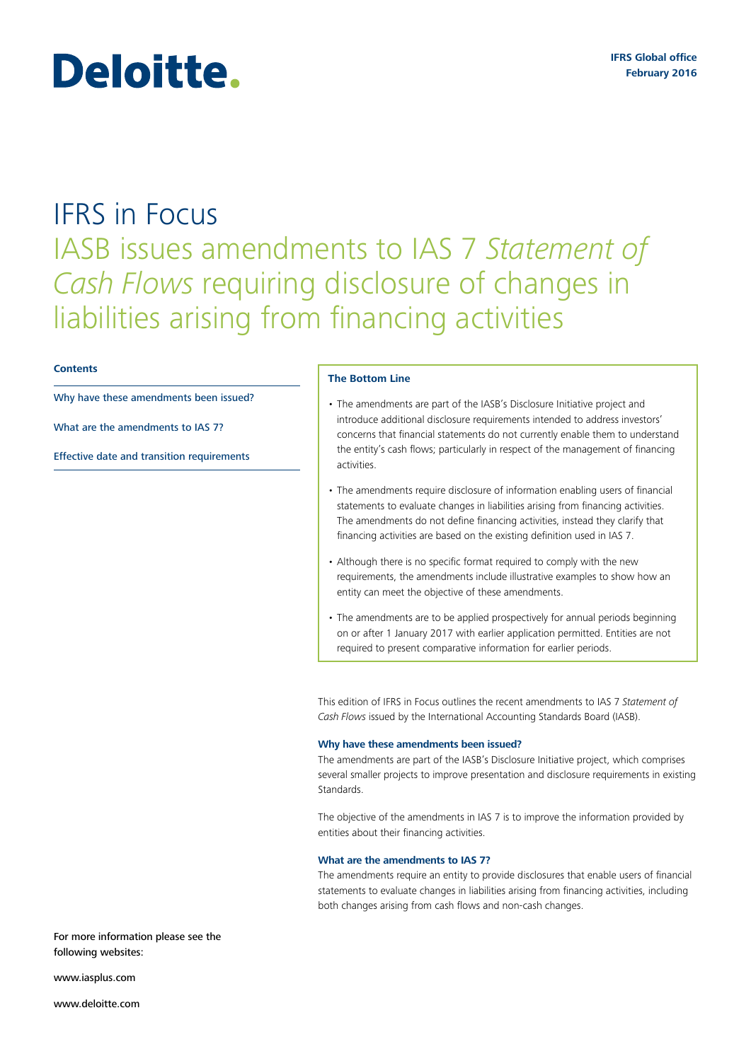Deloitte.

**IFRS Global office**
**February 2016**

# IFRS in Focus

## IASB issues amendments to IAS 7 *Statement of Cash Flows* requiring disclosure of changes in liabilities arising from financing activities

**Contents**

- Why have these amendments been issued?
- What are the amendments to IAS 7?
- Effective date and transition requirements

**The Bottom Line**

- The amendments are part of the IASB's Disclosure Initiative project and introduce additional disclosure requirements intended to address investors' concerns that financial statements do not currently enable them to understand the entity's cash flows; particularly in respect of the management of financing activities.
- The amendments require disclosure of information enabling users of financial statements to evaluate changes in liabilities arising from financing activities. The amendments do not define financing activities, instead they clarify that financing activities are based on the existing definition used in IAS 7.
- Although there is no specific format required to comply with the new requirements, the amendments include illustrative examples to show how an entity can meet the objective of these amendments.
- The amendments are to be applied prospectively for annual periods beginning on or after 1 January 2017 with earlier application permitted. Entities are not required to present comparative information for earlier periods.

This edition of IFRS in Focus outlines the recent amendments to IAS 7 *Statement of Cash Flows* issued by the International Accounting Standards Board (IASB).

### Why have these amendments been issued?

The amendments are part of the IASB's Disclosure Initiative project, which comprises several smaller projects to improve presentation and disclosure requirements in existing Standards.

The objective of the amendments in IAS 7 is to improve the information provided by entities about their financing activities.

### What are the amendments to IAS 7?

The amendments require an entity to provide disclosures that enable users of financial statements to evaluate changes in liabilities arising from financing activities, including both changes arising from cash flows and non-cash changes.

For more information please see the following websites:

www.iasplus.com

www.deloitte.com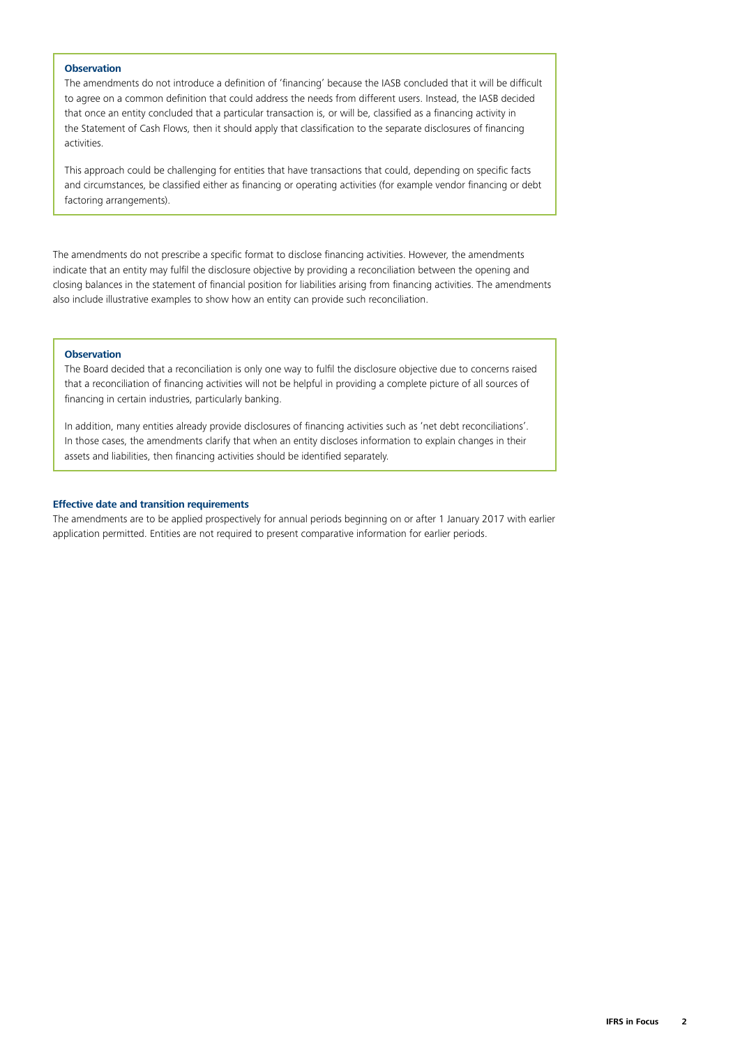**Observation**

The amendments do not introduce a definition of 'financing' because the IASB concluded that it will be difficult to agree on a common definition that could address the needs from different users. Instead, the IASB decided that once an entity concluded that a particular transaction is, or will be, classified as a financing activity in the Statement of Cash Flows, then it should apply that classification to the separate disclosures of financing activities.

This approach could be challenging for entities that have transactions that could, depending on specific facts and circumstances, be classified either as financing or operating activities (for example vendor financing or debt factoring arrangements).

The amendments do not prescribe a specific format to disclose financing activities. However, the amendments indicate that an entity may fulfil the disclosure objective by providing a reconciliation between the opening and closing balances in the statement of financial position for liabilities arising from financing activities. The amendments also include illustrative examples to show how an entity can provide such reconciliation.

**Observation**

The Board decided that a reconciliation is only one way to fulfil the disclosure objective due to concerns raised that a reconciliation of financing activities will not be helpful in providing a complete picture of all sources of financing in certain industries, particularly banking.

In addition, many entities already provide disclosures of financing activities such as 'net debt reconciliations'. In those cases, the amendments clarify that when an entity discloses information to explain changes in their assets and liabilities, then financing activities should be identified separately.

**Effective date and transition requirements**

The amendments are to be applied prospectively for annual periods beginning on or after 1 January 2017 with earlier application permitted. Entities are not required to present comparative information for earlier periods.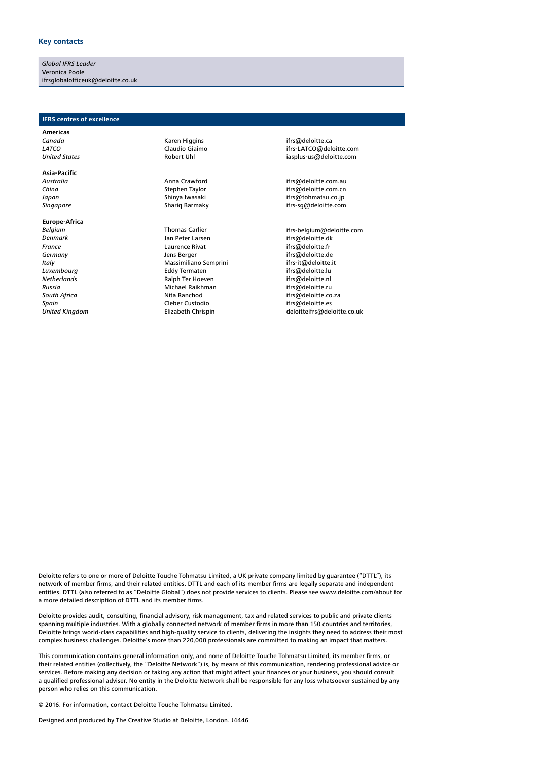### Key contacts

| | |
|---|---|
| *Global IFRS Leader*<br>Veronica Poole<br>ifrsglobalofficeuk@deloitte.co.uk | |

**IFRS centres of excellence**

| | | |
|---|---|---|
| **Americas** | | |
| *Canada* | Karen Higgins | ifrs@deloitte.ca |
| *LATCO* | Claudio Giaimo | ifrs-LATCO@deloitte.com |
| *United States* | Robert Uhl | iasplus-us@deloitte.com |
| **Asia-Pacific** | | |
| *Australia* | Anna Crawford | ifrs@deloitte.com.au |
| *China* | Stephen Taylor | ifrs@deloitte.com.cn |
| *Japan* | Shinya Iwasaki | ifrs@tohmatsu.co.jp |
| *Singapore* | Shariq Barmaky | ifrs-sg@deloitte.com |
| **Europe-Africa** | | |
| *Belgium* | Thomas Carlier | ifrs-belgium@deloitte.com |
| *Denmark* | Jan Peter Larsen | ifrs@deloitte.dk |
| *France* | Laurence Rivat | ifrs@deloitte.fr |
| *Germany* | Jens Berger | ifrs@deloitte.de |
| *Italy* | Massimiliano Semprini | ifrs-it@deloitte.it |
| *Luxembourg* | Eddy Termaten | ifrs@deloitte.lu |
| *Netherlands* | Ralph Ter Hoeven | ifrs@deloitte.nl |
| *Russia* | Michael Raikhman | ifrs@deloitte.ru |
| *South Africa* | Nita Ranchod | ifrs@deloitte.co.za |
| *Spain* | Cleber Custodio | ifrs@deloitte.es |
| *United Kingdom* | Elizabeth Chrispin | deloitteifrs@deloitte.co.uk |

Deloitte refers to one or more of Deloitte Touche Tohmatsu Limited, a UK private company limited by guarantee ("DTTL"), its network of member firms, and their related entities. DTTL and each of its member firms are legally separate and independent entities. DTTL (also referred to as "Deloitte Global") does not provide services to clients. Please see www.deloitte.com/about for a more detailed description of DTTL and its member firms.

Deloitte provides audit, consulting, financial advisory, risk management, tax and related services to public and private clients spanning multiple industries. With a globally connected network of member firms in more than 150 countries and territories, Deloitte brings world-class capabilities and high-quality service to clients, delivering the insights they need to address their most complex business challenges. Deloitte's more than 220,000 professionals are committed to making an impact that matters.

This communication contains general information only, and none of Deloitte Touche Tohmatsu Limited, its member firms, or their related entities (collectively, the "Deloitte Network") is, by means of this communication, rendering professional advice or services. Before making any decision or taking any action that might affect your finances or your business, you should consult a qualified professional adviser. No entity in the Deloitte Network shall be responsible for any loss whatsoever sustained by any person who relies on this communication.

© 2016. For information, contact Deloitte Touche Tohmatsu Limited.

Designed and produced by The Creative Studio at Deloitte, London. J4446